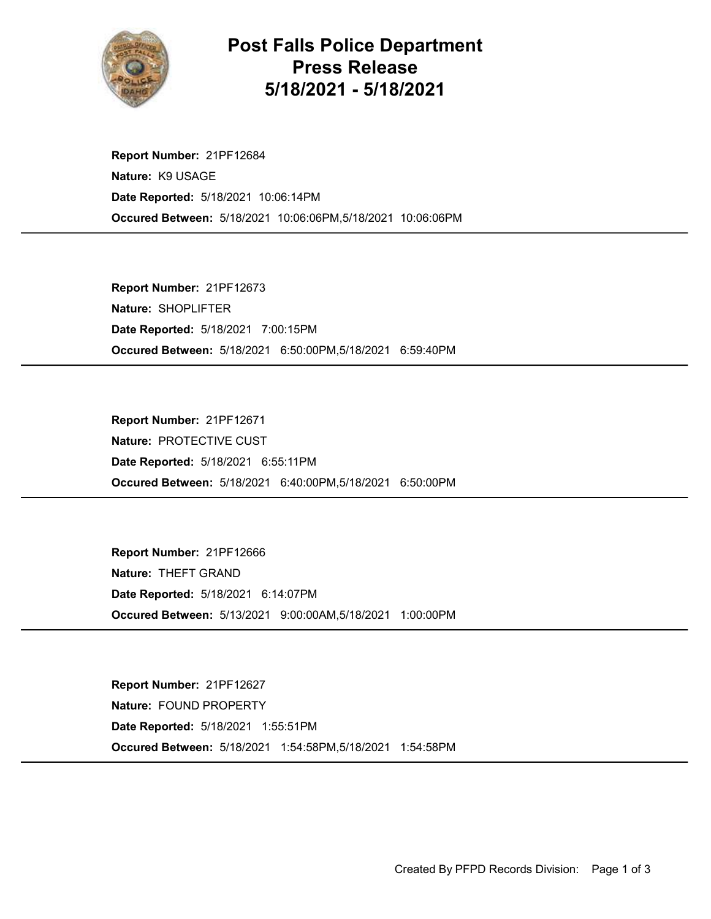# Post Falls Police Department
## Press Release
## 5/18/2021 - 5/18/2021

**Report Number:** 21PF12684
**Nature:** K9 USAGE
**Date Reported:** 5/18/2021 10:06:14PM
**Occured Between:** 5/18/2021 10:06:06PM,5/18/2021 10:06:06PM

---

**Report Number:** 21PF12673
**Nature:** SHOPLIFTER
**Date Reported:** 5/18/2021 7:00:15PM
**Occured Between:** 5/18/2021 6:50:00PM,5/18/2021 6:59:40PM

---

**Report Number:** 21PF12671
**Nature:** PROTECTIVE CUST
**Date Reported:** 5/18/2021 6:55:11PM
**Occured Between:** 5/18/2021 6:40:00PM,5/18/2021 6:50:00PM

---

**Report Number:** 21PF12666
**Nature:** THEFT GRAND
**Date Reported:** 5/18/2021 6:14:07PM
**Occured Between:** 5/13/2021 9:00:00AM,5/18/2021 1:00:00PM

---

**Report Number:** 21PF12627
**Nature:** FOUND PROPERTY
**Date Reported:** 5/18/2021 1:55:51PM
**Occured Between:** 5/18/2021 1:54:58PM,5/18/2021 1:54:58PM

---

Created By PFPD Records Division: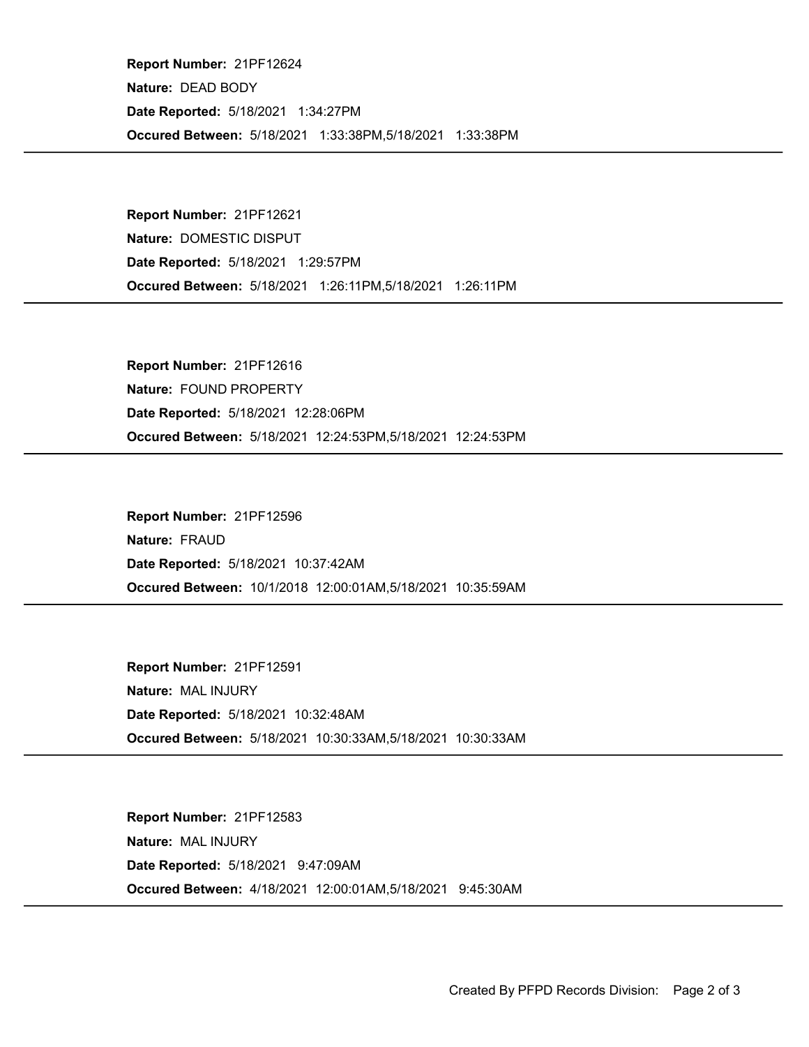**Report Number:** 21PF12624
**Nature:** DEAD BODY
**Date Reported:** 5/18/2021 1:34:27PM
**Occured Between:** 5/18/2021 1:33:38PM,5/18/2021 1:33:38PM

---

**Report Number:** 21PF12621
**Nature:** DOMESTIC DISPUT
**Date Reported:** 5/18/2021 1:29:57PM
**Occured Between:** 5/18/2021 1:26:11PM,5/18/2021 1:26:11PM

---

**Report Number:** 21PF12616
**Nature:** FOUND PROPERTY
**Date Reported:** 5/18/2021 12:28:06PM
**Occured Between:** 5/18/2021 12:24:53PM,5/18/2021 12:24:53PM

---

**Report Number:** 21PF12596
**Nature:** FRAUD
**Date Reported:** 5/18/2021 10:37:42AM
**Occured Between:** 10/1/2018 12:00:01AM,5/18/2021 10:35:59AM

---

**Report Number:** 21PF12591
**Nature:** MAL INJURY
**Date Reported:** 5/18/2021 10:32:48AM
**Occured Between:** 5/18/2021 10:30:33AM,5/18/2021 10:30:33AM

---

**Report Number:** 21PF12583
**Nature:** MAL INJURY
**Date Reported:** 5/18/2021 9:47:09AM
**Occured Between:** 4/18/2021 12:00:01AM,5/18/2021 9:45:30AM

---

Created By PFPD Records Division: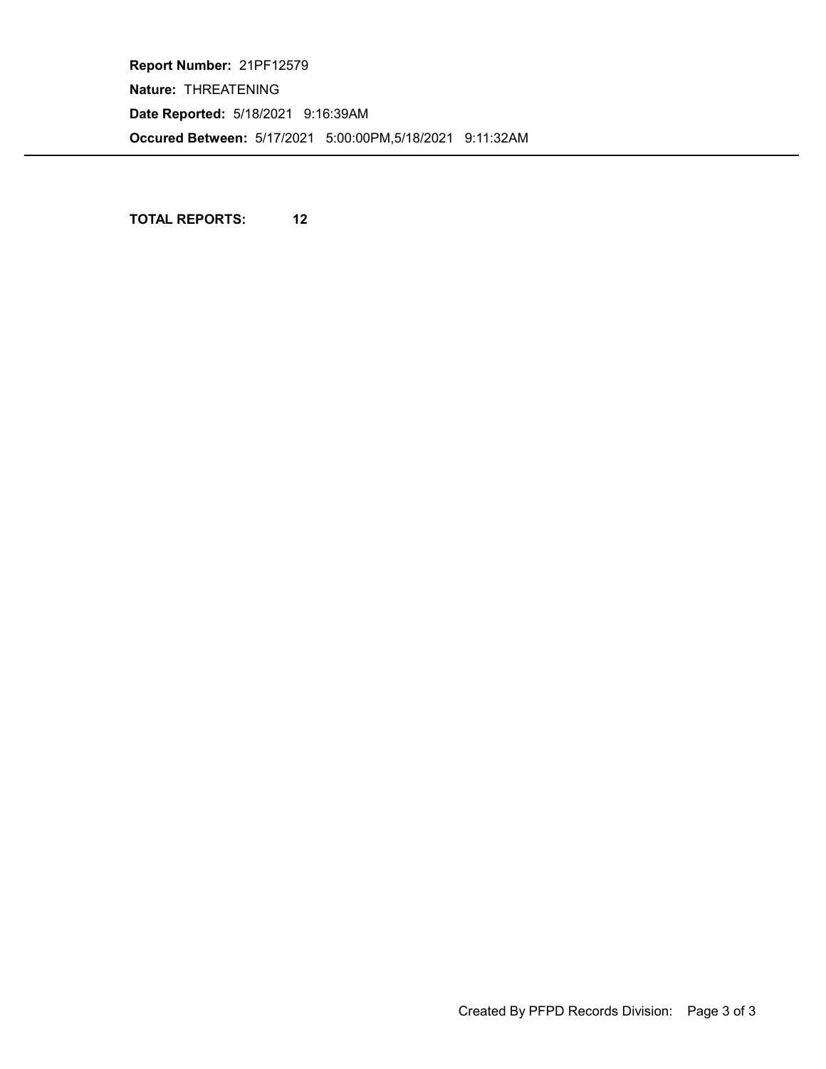**Report Number:** 21PF12579

**Nature:** THREATENING

**Date Reported:** 5/18/2021 9:16:39AM

**Occured Between:** 5/17/2021 5:00:00PM,5/18/2021 9:11:32AM

---

**TOTAL REPORTS: 12**